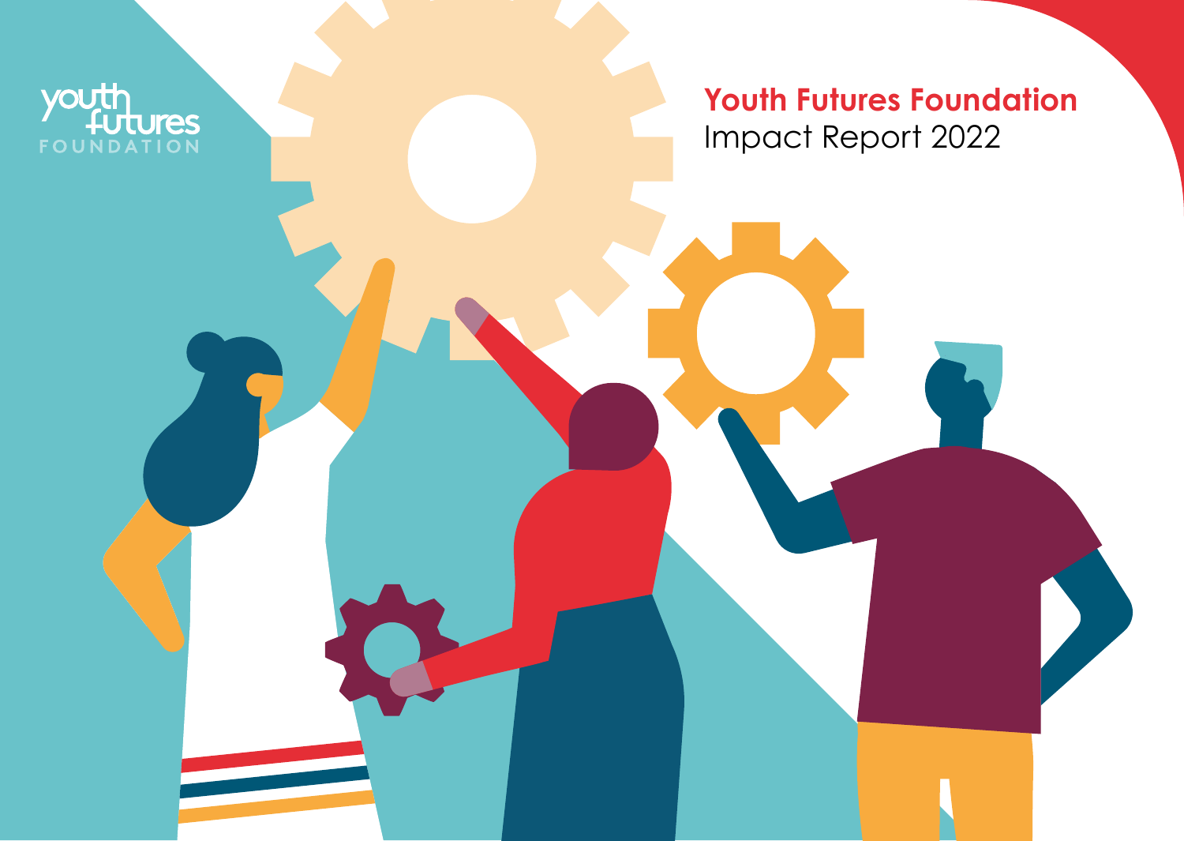youth futures FOUNDATION

# Youth Futures Foundation

Impact Report 2022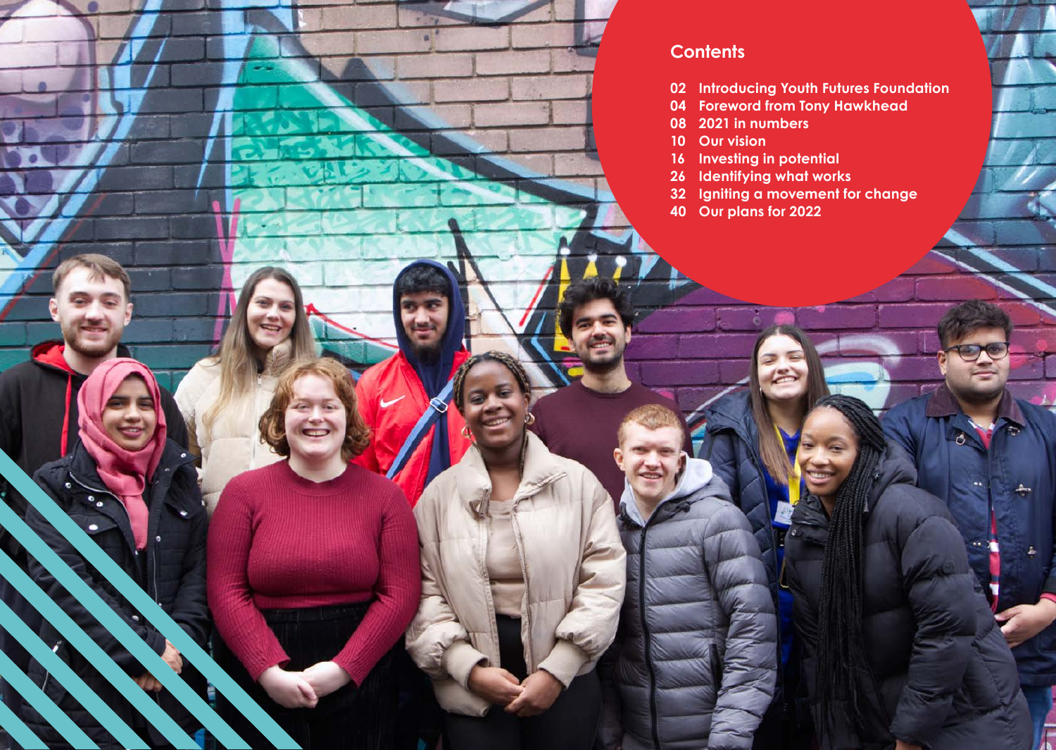## Contents

02 Introducing Youth Futures Foundation
04 Foreword from Tony Hawkhead
08 2021 in numbers
10 Our vision
16 Investing in potential
26 Identifying what works
32 Igniting a movement for change
40 Our plans for 2022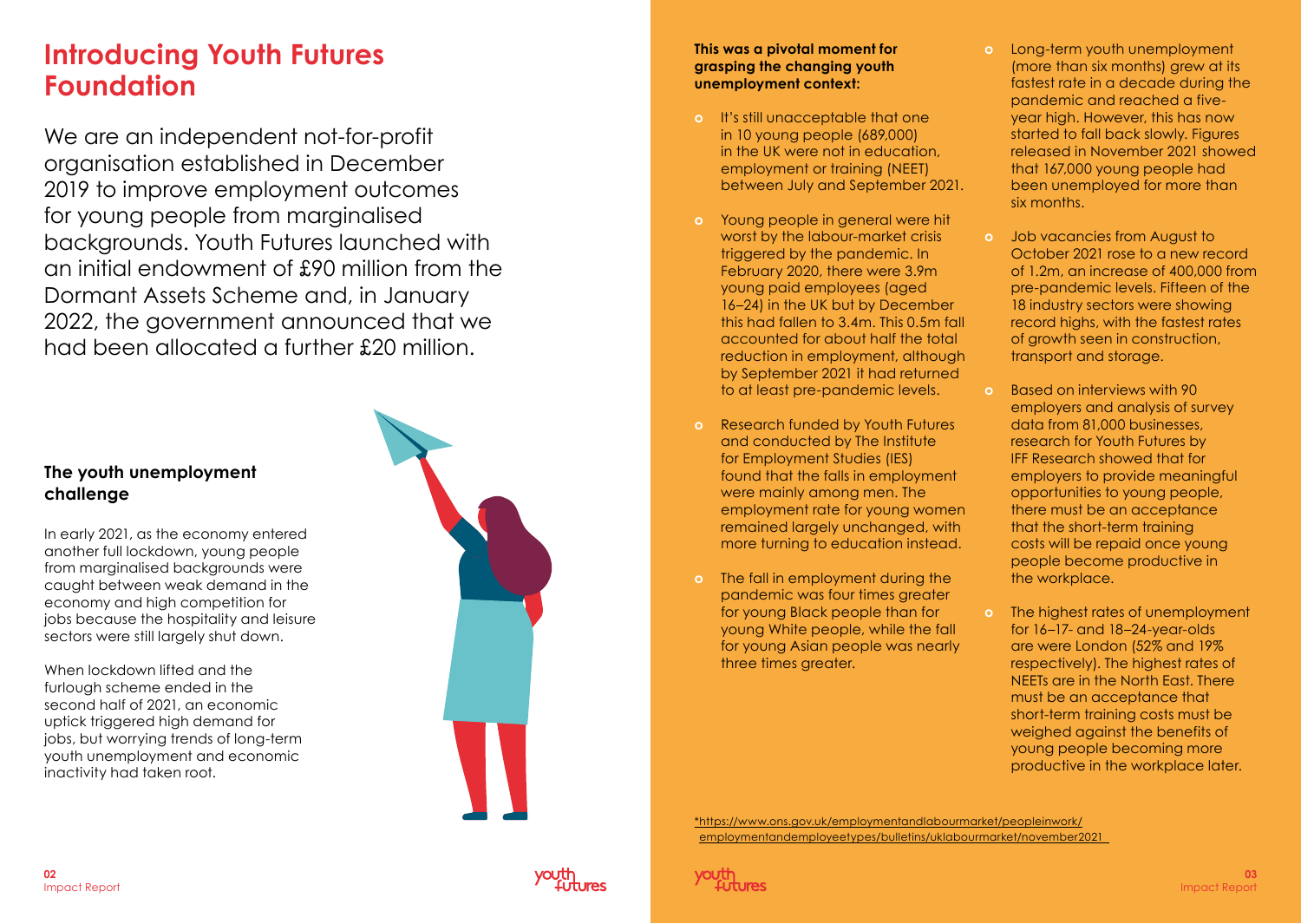# Introducing Youth Futures Foundation

We are an independent not-for-profit organisation established in December 2019 to improve employment outcomes for young people from marginalised backgrounds. Youth Futures launched with an initial endowment of £90 million from the Dormant Assets Scheme and, in January 2022, the government announced that we had been allocated a further £20 million.

## The youth unemployment challenge

In early 2021, as the economy entered another full lockdown, young people from marginalised backgrounds were caught between weak demand in the economy and high competition for jobs because the hospitality and leisure sectors were still largely shut down.

When lockdown lifted and the furlough scheme ended in the second half of 2021, an economic uptick triggered high demand for jobs, but worrying trends of long-term youth unemployment and economic inactivity had taken root.

**This was a pivotal moment for grasping the changing youth unemployment context:**

- It's still unacceptable that one in 10 young people (689,000) in the UK were not in education, employment or training (NEET) between July and September 2021.
- Young people in general were hit worst by the labour-market crisis triggered by the pandemic. In February 2020, there were 3.9m young paid employees (aged 16–24) in the UK but by December this had fallen to 3.4m. This 0.5m fall accounted for about half the total reduction in employment, although by September 2021 it had returned to at least pre-pandemic levels.
- Research funded by Youth Futures and conducted by The Institute for Employment Studies (IES) found that the falls in employment were mainly among men. The employment rate for young women remained largely unchanged, with more turning to education instead.
- The fall in employment during the pandemic was four times greater for young Black people than for young White people, while the fall for young Asian people was nearly three times greater.
- Long-term youth unemployment (more than six months) grew at its fastest rate in a decade during the pandemic and reached a five-year high. However, this has now started to fall back slowly. Figures released in November 2021 showed that 167,000 young people had been unemployed for more than six months.
- Job vacancies from August to October 2021 rose to a new record of 1.2m, an increase of 400,000 from pre-pandemic levels. Fifteen of the 18 industry sectors were showing record highs, with the fastest rates of growth seen in construction, transport and storage.
- Based on interviews with 90 employers and analysis of survey data from 81,000 businesses, research for Youth Futures by IFF Research showed that for employers to provide meaningful opportunities to young people, there must be an acceptance that the short-term training costs will be repaid once young people become productive in the workplace.
- The highest rates of unemployment for 16–17- and 18–24-year-olds are were London (52% and 19% respectively). The highest rates of NEETs are in the North East. There must be an acceptance that short-term training costs must be weighed against the benefits of young people becoming more productive in the workplace later.

*https://www.ons.gov.uk/employmentandlabourmarket/peopleinwork/employmentandemployeetypes/bulletins/uklabourmarket/november2021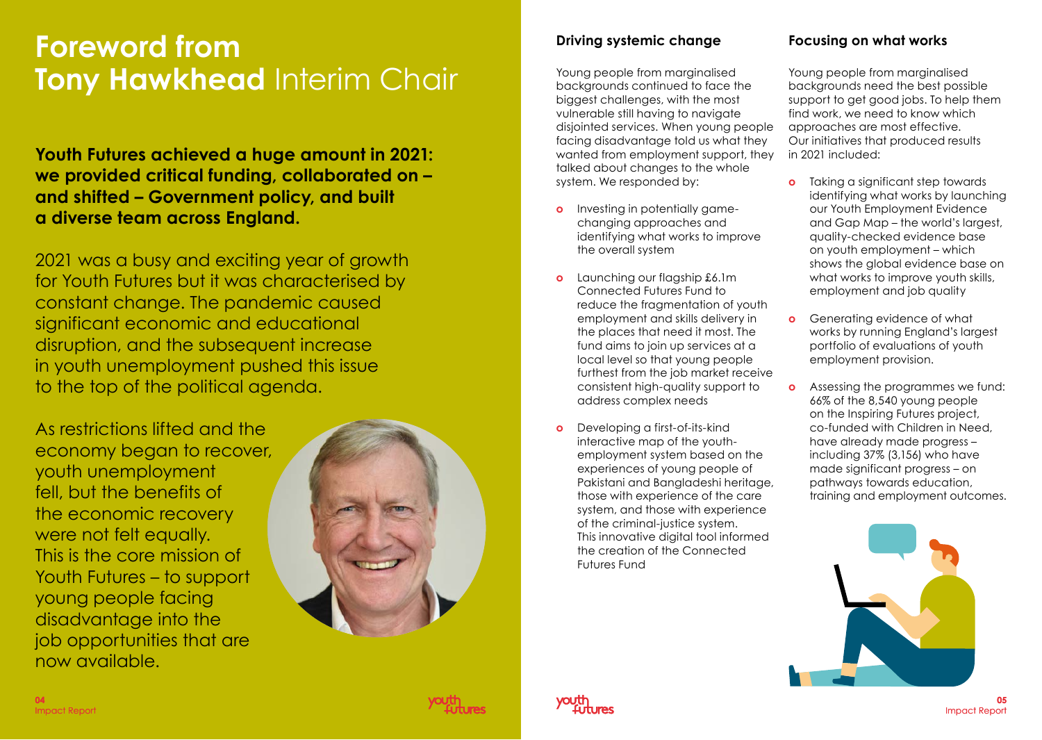# Foreword from Tony Hawkhead Interim Chair

**Youth Futures achieved a huge amount in 2021: we provided critical funding, collaborated on – and shifted – Government policy, and built a diverse team across England.**

2021 was a busy and exciting year of growth for Youth Futures but it was characterised by constant change. The pandemic caused significant economic and educational disruption, and the subsequent increase in youth unemployment pushed this issue to the top of the political agenda.

As restrictions lifted and the economy began to recover, youth unemployment fell, but the benefits of the economic recovery were not felt equally. This is the core mission of Youth Futures – to support young people facing disadvantage into the job opportunities that are now available.

## Driving systemic change

Young people from marginalised backgrounds continued to face the biggest challenges, with the most vulnerable still having to navigate disjointed services. When young people facing disadvantage told us what they wanted from employment support, they talked about changes to the whole system. We responded by:

- Investing in potentially game-changing approaches and identifying what works to improve the overall system
- Launching our flagship £6.1m Connected Futures Fund to reduce the fragmentation of youth employment and skills delivery in the places that need it most. The fund aims to join up services at a local level so that young people furthest from the job market receive consistent high-quality support to address complex needs
- Developing a first-of-its-kind interactive map of the youth-employment system based on the experiences of young people of Pakistani and Bangladeshi heritage, those with experience of the care system, and those with experience of the criminal-justice system. This innovative digital tool informed the creation of the Connected Futures Fund

## Focusing on what works

Young people from marginalised backgrounds need the best possible support to get good jobs. To help them find work, we need to know which approaches are most effective. Our initiatives that produced results in 2021 included:

- Taking a significant step towards identifying what works by launching our Youth Employment Evidence and Gap Map – the world's largest, quality-checked evidence base on youth employment – which shows the global evidence base on what works to improve youth skills, employment and job quality
- Generating evidence of what works by running England's largest portfolio of evaluations of youth employment provision.
- Assessing the programmes we fund: 66% of the 8,540 young people on the Inspiring Futures project, co-funded with Children in Need, have already made progress – including 37% (3,156) who have made significant progress – on pathways towards education, training and employment outcomes.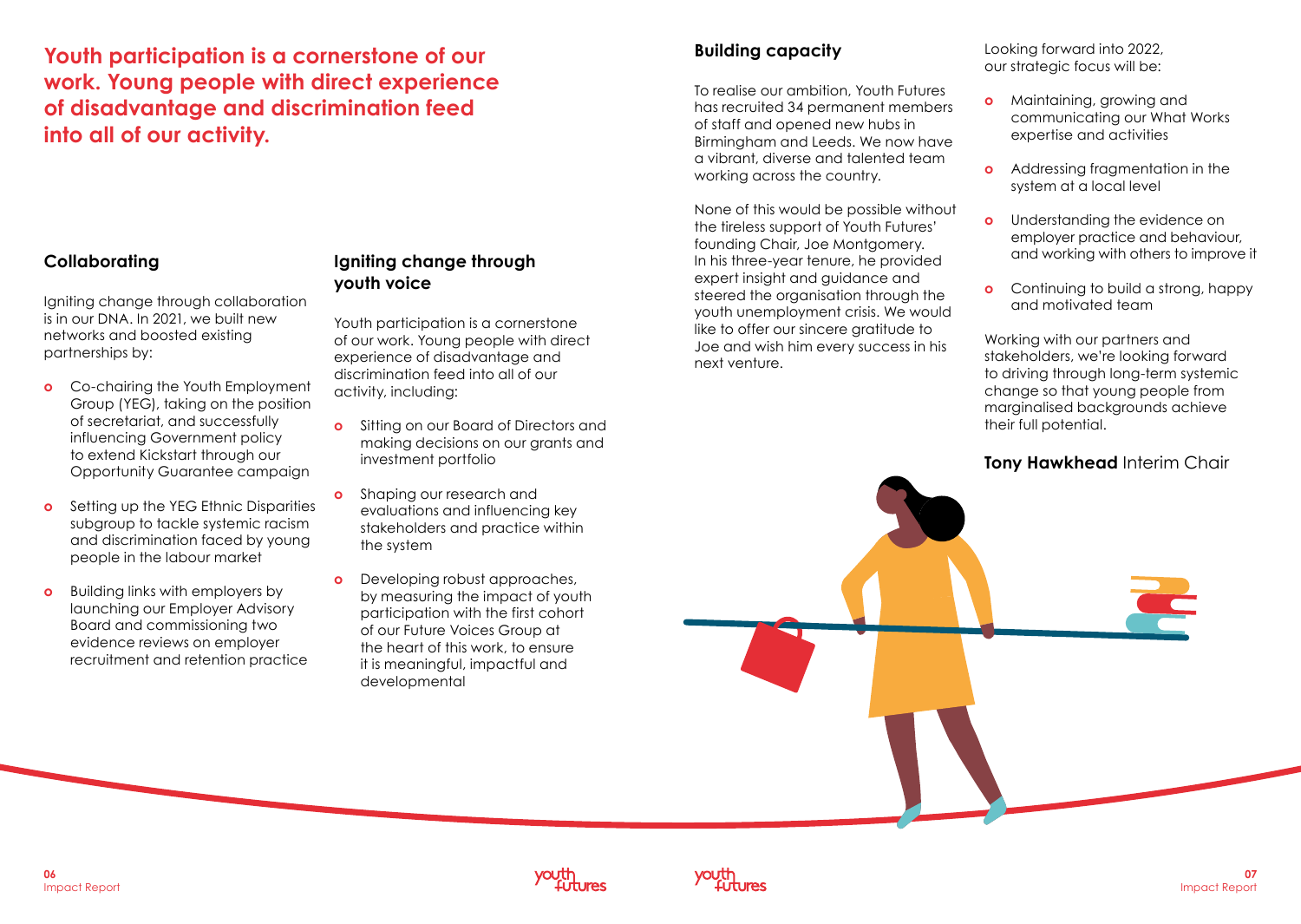**Youth participation is a cornerstone of our work. Young people with direct experience of disadvantage and discrimination feed into all of our activity.**

## Collaborating

Igniting change through collaboration is in our DNA. In 2021, we built new networks and boosted existing partnerships by:

- Co-chairing the Youth Employment Group (YEG), taking on the position of secretariat, and successfully influencing Government policy to extend Kickstart through our Opportunity Guarantee campaign
- Setting up the YEG Ethnic Disparities subgroup to tackle systemic racism and discrimination faced by young people in the labour market
- Building links with employers by launching our Employer Advisory Board and commissioning two evidence reviews on employer recruitment and retention practice

## Igniting change through youth voice

Youth participation is a cornerstone of our work. Young people with direct experience of disadvantage and discrimination feed into all of our activity, including:

- Sitting on our Board of Directors and making decisions on our grants and investment portfolio
- Shaping our research and evaluations and influencing key stakeholders and practice within the system
- Developing robust approaches, by measuring the impact of youth participation with the first cohort of our Future Voices Group at the heart of this work, to ensure it is meaningful, impactful and developmental

## Building capacity

To realise our ambition, Youth Futures has recruited 34 permanent members of staff and opened new hubs in Birmingham and Leeds. We now have a vibrant, diverse and talented team working across the country.

None of this would be possible without the tireless support of Youth Futures' founding Chair, Joe Montgomery. In his three-year tenure, he provided expert insight and guidance and steered the organisation through the youth unemployment crisis. We would like to offer our sincere gratitude to Joe and wish him every success in his next venture.

Looking forward into 2022, our strategic focus will be:

- Maintaining, growing and communicating our What Works expertise and activities
- Addressing fragmentation in the system at a local level
- Understanding the evidence on employer practice and behaviour, and working with others to improve it
- Continuing to build a strong, happy and motivated team

Working with our partners and stakeholders, we're looking forward to driving through long-term systemic change so that young people from marginalised backgrounds achieve their full potential.

**Tony Hawkhead** Interim Chair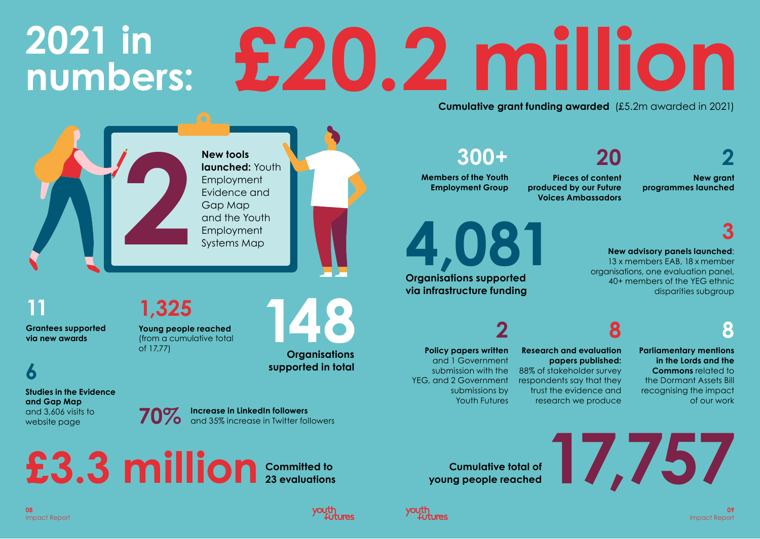# 2021 in numbers: £20.2 million

**Cumulative grant funding awarded** (£5.2m awarded in 2021)

**2**

**New tools launched:** Youth Employment Evidence and Gap Map and the Youth Employment Systems Map

**11**

**Grantees supported via new awards**

**1,325**

**Young people reached** (from a cumulative total of 17,77)

**148**

**Organisations supported in total**

**6**

**Studies in the Evidence and Gap Map** and 3,606 visits to website page

**70%** **Increase in LinkedIn followers** and 35% increase in Twitter followers

**£3.3 million** **Committed to 23 evaluations**

**300+**

**Members of the Youth Employment Group**

**20**

**Pieces of content produced by our Future Voices Ambassadors**

**2**

**New grant programmes launched**

**4,081**

**Organisations supported via infrastructure funding**

**3**

**New advisory panels launched**: 13 x members EAB, 18 x member organisations, one evaluation panel, 40+ members of the YEG ethnic disparities subgroup

**2**

**Policy papers written** and 1 Government submission with the YEG, and 2 Government submissions by Youth Futures

**8**

**Research and evaluation papers published:** 88% of stakeholder survey respondents say that they trust the evidence and research we produce

**8**

**Parliamentary mentions in the Lords and the Commons** related to the Dormant Assets Bill recognising the impact of our work

**Cumulative total of young people reached** **17,757**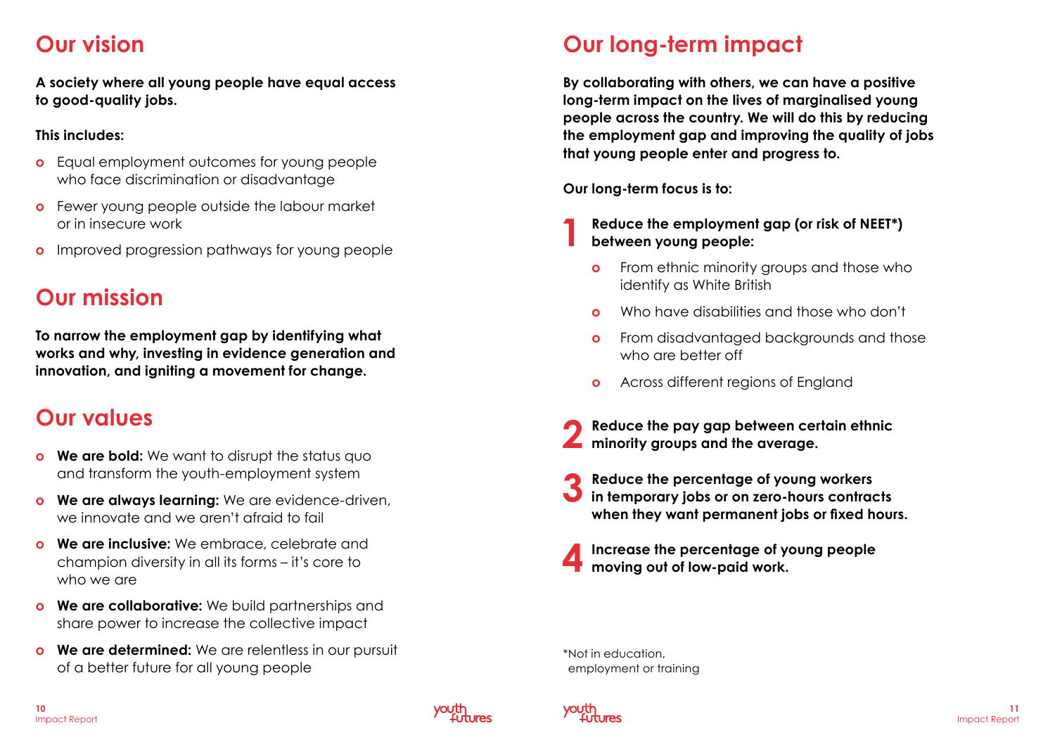## Our vision

**A society where all young people have equal access to good-quality jobs.**

**This includes:**

- Equal employment outcomes for young people who face discrimination or disadvantage
- Fewer young people outside the labour market or in insecure work
- Improved progression pathways for young people

## Our mission

**To narrow the employment gap by identifying what works and why, investing in evidence generation and innovation, and igniting a movement for change.**

## Our values

- **We are bold:** We want to disrupt the status quo and transform the youth-employment system
- **We are always learning:** We are evidence-driven, we innovate and we aren't afraid to fail
- **We are inclusive:** We embrace, celebrate and champion diversity in all its forms – it's core to who we are
- **We are collaborative:** We build partnerships and share power to increase the collective impact
- **We are determined:** We are relentless in our pursuit of a better future for all young people

## Our long-term impact

**By collaborating with others, we can have a positive long-term impact on the lives of marginalised young people across the country. We will do this by reducing the employment gap and improving the quality of jobs that young people enter and progress to.**

**Our long-term focus is to:**

1. **Reduce the employment gap (or risk of NEET*) between young people:**
   - From ethnic minority groups and those who identify as White British
   - Who have disabilities and those who don't
   - From disadvantaged backgrounds and those who are better off
   - Across different regions of England
2. **Reduce the pay gap between certain ethnic minority groups and the average.**
3. **Reduce the percentage of young workers in temporary jobs or on zero-hours contracts when they want permanent jobs or fixed hours.**
4. **Increase the percentage of young people moving out of low-paid work.**

*Not in education, employment or training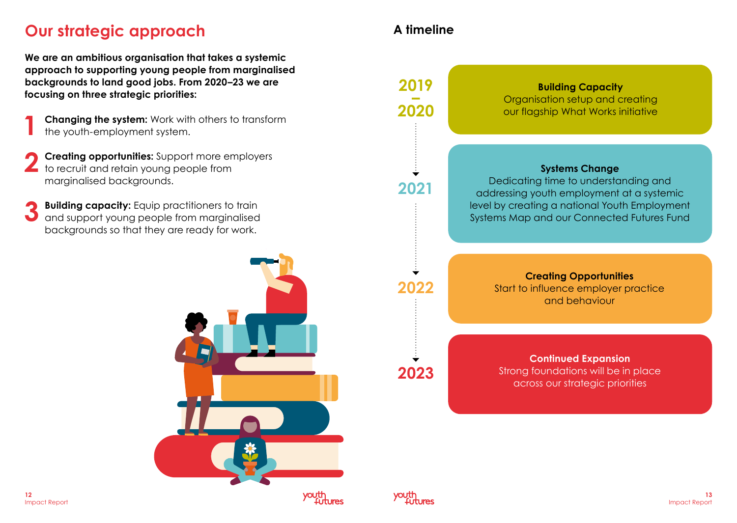## Our strategic approach

**We are an ambitious organisation that takes a systemic approach to supporting young people from marginalised backgrounds to land good jobs. From 2020–23 we are focusing on three strategic priorities:**

1. **Changing the system:** Work with others to transform the youth-employment system.
2. **Creating opportunities:** Support more employers to recruit and retain young people from marginalised backgrounds.
3. **Building capacity:** Equip practitioners to train and support young people from marginalised backgrounds so that they are ready for work.

## A timeline

**2019 – 2020**

**Building Capacity**
Organisation setup and creating our flagship What Works initiative

**2021**

**Systems Change**
Dedicating time to understanding and addressing youth employment at a systemic level by creating a national Youth Employment Systems Map and our Connected Futures Fund

**2022**

**Creating Opportunities**
Start to influence employer practice and behaviour

**2023**

**Continued Expansion**
Strong foundations will be in place across our strategic priorities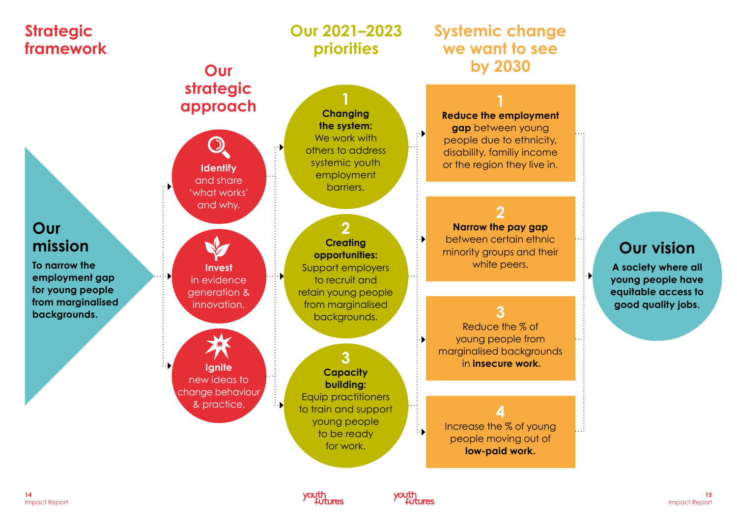# Strategic framework

## Our mission

**To narrow the employment gap for young people from marginalised backgrounds.**

## Our strategic approach

**Identify** and share 'what works' and why.

**Invest** in evidence generation & innovation.

**Ignite** new ideas to change behaviour & practice.

## Our 2021–2023 priorities

**1 Changing the system:** We work with others to address systemic youth employment barriers.

**2 Creating opportunities:** Support employers to recruit and retain young people from marginalised backgrounds.

**3 Capacity building:** Equip practitioners to train and support young people to be ready for work.

## Systemic change we want to see by 2030

**1** **Reduce the employment gap** between young people due to ethnicity, disability, familiy income or the region they live in.

**2** **Narrow the pay gap** between certain ethnic minority groups and their white peers.

**3** Reduce the % of young people from marginalised backgrounds in **insecure work.**

**4** Increase the % of young people moving out of **low-paid work.**

## Our vision

**A society where all young people have equitable access to good quality jobs.**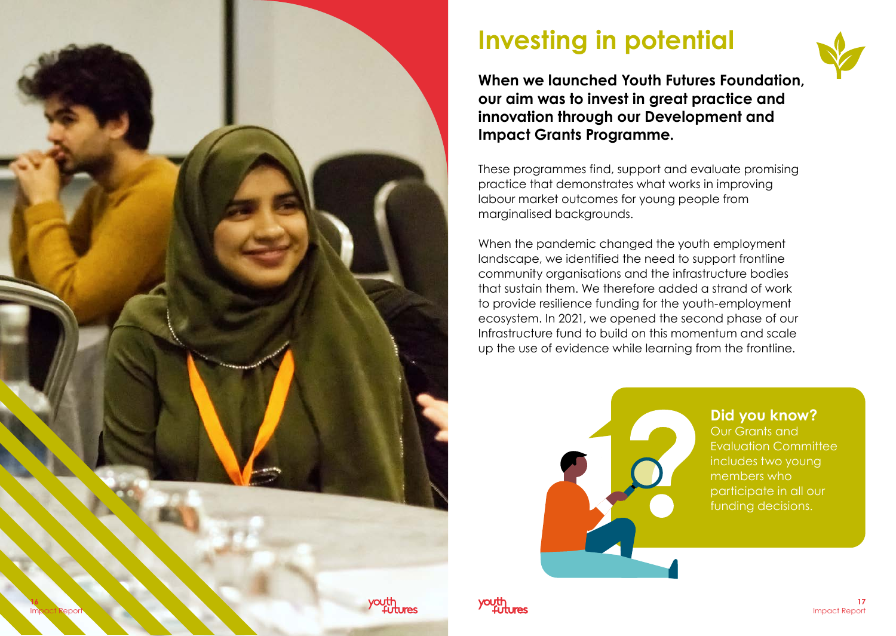# Investing in potential

**When we launched Youth Futures Foundation, our aim was to invest in great practice and innovation through our Development and Impact Grants Programme.**

These programmes find, support and evaluate promising practice that demonstrates what works in improving labour market outcomes for young people from marginalised backgrounds.

When the pandemic changed the youth employment landscape, we identified the need to support frontline community organisations and the infrastructure bodies that sustain them. We therefore added a strand of work to provide resilience funding for the youth-employment ecosystem. In 2021, we opened the second phase of our Infrastructure fund to build on this momentum and scale up the use of evidence while learning from the frontline.

**Did you know?**
Our Grants and Evaluation Committee includes two young members who participate in all our funding decisions.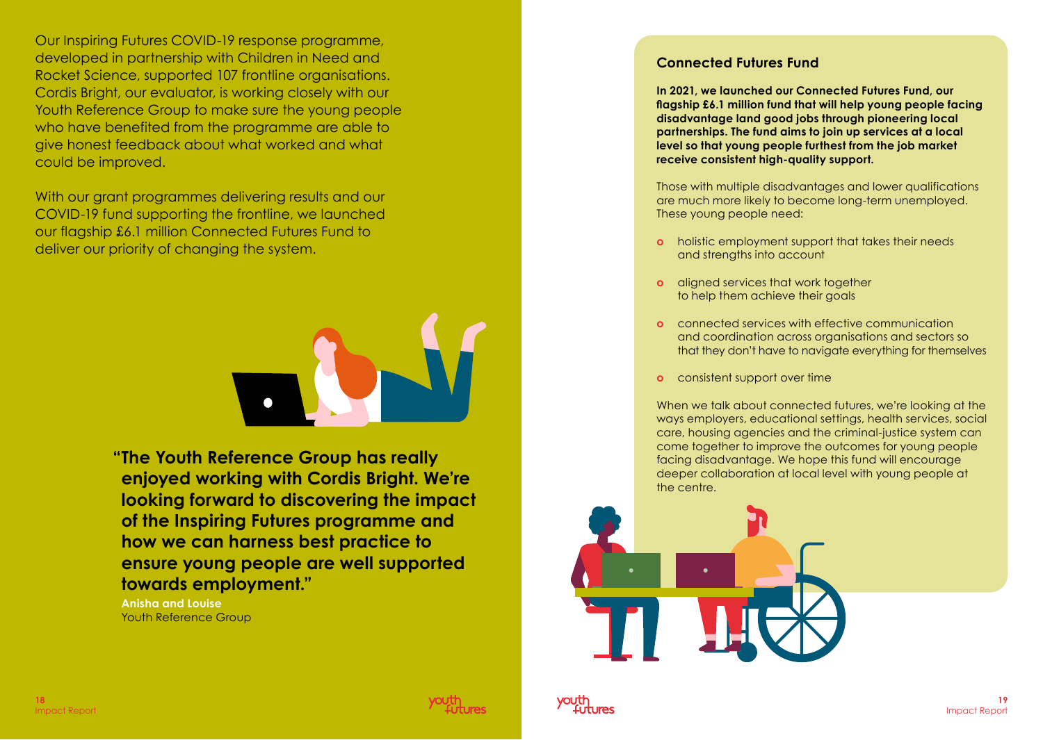Our Inspiring Futures COVID-19 response programme, developed in partnership with Children in Need and Rocket Science, supported 107 frontline organisations. Cordis Bright, our evaluator, is working closely with our Youth Reference Group to make sure the young people who have benefited from the programme are able to give honest feedback about what worked and what could be improved.

With our grant programmes delivering results and our COVID-19 fund supporting the frontline, we launched our flagship £6.1 million Connected Futures Fund to deliver our priority of changing the system.

> **"The Youth Reference Group has really enjoyed working with Cordis Bright. We're looking forward to discovering the impact of the Inspiring Futures programme and how we can harness best practice to ensure young people are well supported towards employment."**
>
> **Anisha and Louise**
> Youth Reference Group

## Connected Futures Fund

**In 2021, we launched our Connected Futures Fund, our flagship £6.1 million fund that will help young people facing disadvantage land good jobs through pioneering local partnerships. The fund aims to join up services at a local level so that young people furthest from the job market receive consistent high-quality support.**

Those with multiple disadvantages and lower qualifications are much more likely to become long-term unemployed. These young people need:

- holistic employment support that takes their needs and strengths into account
- aligned services that work together to help them achieve their goals
- connected services with effective communication and coordination across organisations and sectors so that they don't have to navigate everything for themselves
- consistent support over time

When we talk about connected futures, we're looking at the ways employers, educational settings, health services, social care, housing agencies and the criminal-justice system can come together to improve the outcomes for young people facing disadvantage. We hope this fund will encourage deeper collaboration at local level with young people at the centre.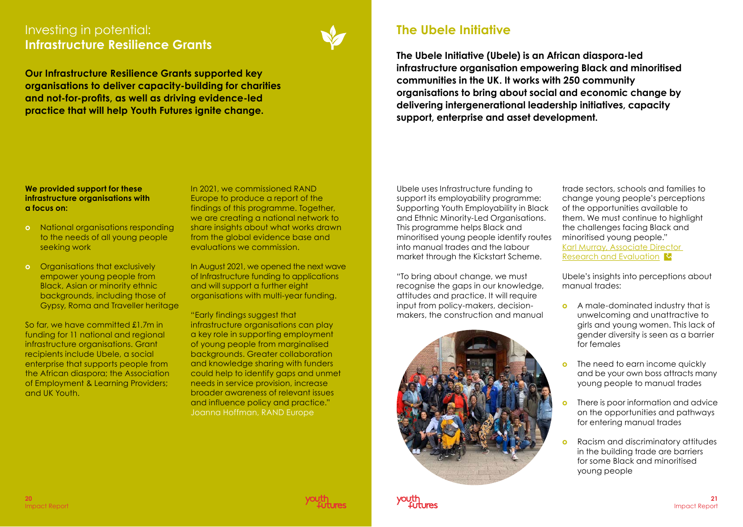# Investing in potential: **Infrastructure Resilience Grants**

**Our Infrastructure Resilience Grants supported key organisations to deliver capacity-building for charities and not-for-profits, as well as driving evidence-led practice that will help Youth Futures ignite change.**

**We provided support for these infrastructure organisations with a focus on:**

- National organisations responding to the needs of all young people seeking work
- Organisations that exclusively empower young people from Black, Asian or minority ethnic backgrounds, including those of Gypsy, Roma and Traveller heritage

So far, we have committed £1.7m in funding for 11 national and regional infrastructure organisations. Grant recipients include Ubele, a social enterprise that supports people from the African diaspora; the Association of Employment & Learning Providers; and UK Youth.

In 2021, we commissioned RAND Europe to produce a report of the findings of this programme. Together, we are creating a national network to share insights about what works drawn from the global evidence base and evaluations we commission.

In August 2021, we opened the next wave of Infrastructure funding to applications and will support a further eight organisations with multi-year funding.

"Early findings suggest that infrastructure organisations can play a key role in supporting employment of young people from marginalised backgrounds. Greater collaboration and knowledge sharing with funders could help to identify gaps and unmet needs in service provision, increase broader awareness of relevant issues and influence policy and practice."
Joanna Hoffman, RAND Europe

## The Ubele Initiative

**The Ubele Initiative (Ubele) is an African diaspora-led infrastructure organisation empowering Black and minoritised communities in the UK. It works with 250 community organisations to bring about social and economic change by delivering intergenerational leadership initiatives, capacity support, enterprise and asset development.**

Ubele uses Infrastructure funding to support its employability programme: Supporting Youth Employability in Black and Ethnic Minority-Led Organisations. This programme helps Black and minoritised young people identify routes into manual trades and the labour market through the Kickstart Scheme.

"To bring about change, we must recognise the gaps in our knowledge, attitudes and practice. It will require input from policy-makers, decision-makers, the construction and manual trade sectors, schools and families to change young people's perceptions of the opportunities available to them. We must continue to highlight the challenges facing Black and minoritised young people."
Karl Murray, Associate Director Research and Evaluation

Ubele's insights into perceptions about manual trades:

- A male-dominated industry that is unwelcoming and unattractive to girls and young women. This lack of gender diversity is seen as a barrier for females
- The need to earn income quickly and be your own boss attracts many young people to manual trades
- There is poor information and advice on the opportunities and pathways for entering manual trades
- Racism and discriminatory attitudes in the building trade are barriers for some Black and minoritised young people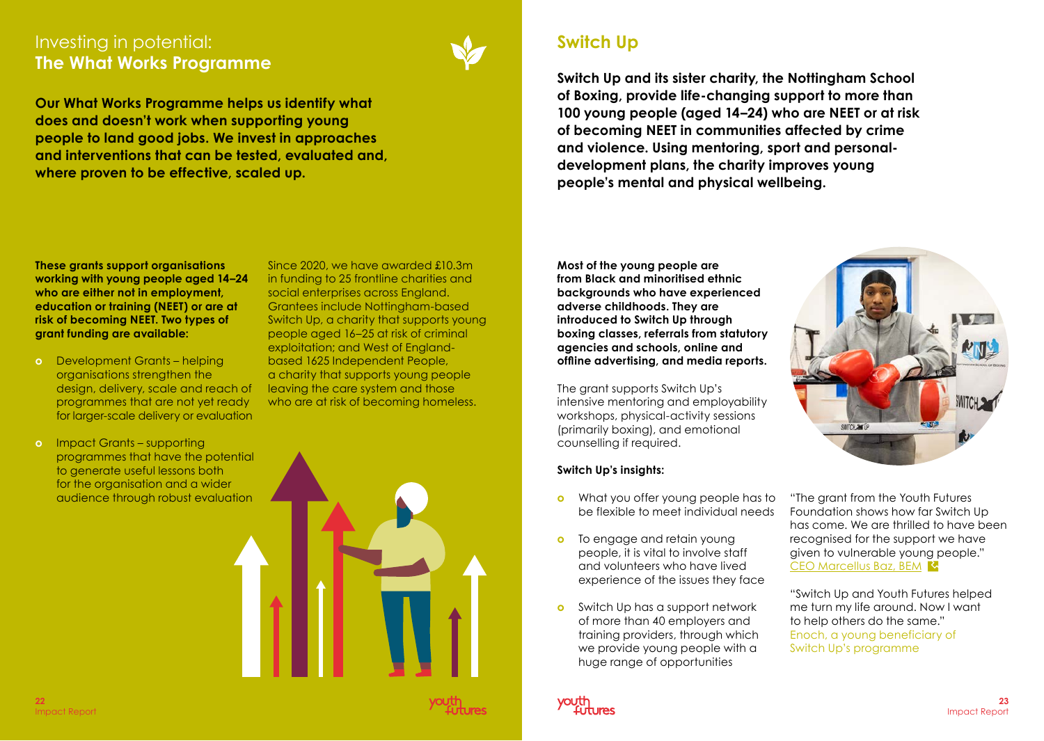# Investing in potential: **The What Works Programme**

**Our What Works Programme helps us identify what does and doesn't work when supporting young people to land good jobs. We invest in approaches and interventions that can be tested, evaluated and, where proven to be effective, scaled up.**

**These grants support organisations working with young people aged 14–24 who are either not in employment, education or training (NEET) or are at risk of becoming NEET. Two types of grant funding are available:**

- Development Grants – helping organisations strengthen the design, delivery, scale and reach of programmes that are not yet ready for larger-scale delivery or evaluation
- Impact Grants – supporting programmes that have the potential to generate useful lessons both for the organisation and a wider audience through robust evaluation

Since 2020, we have awarded £10.3m in funding to 25 frontline charities and social enterprises across England. Grantees include Nottingham-based Switch Up, a charity that supports young people aged 16–25 at risk of criminal exploitation; and West of England-based 1625 Independent People, a charity that supports young people leaving the care system and those who are at risk of becoming homeless.

## Switch Up

**Switch Up and its sister charity, the Nottingham School of Boxing, provide life-changing support to more than 100 young people (aged 14–24) who are NEET or at risk of becoming NEET in communities affected by crime and violence. Using mentoring, sport and personal-development plans, the charity improves young people's mental and physical wellbeing.**

**Most of the young people are from Black and minoritised ethnic backgrounds who have experienced adverse childhoods. They are introduced to Switch Up through boxing classes, referrals from statutory agencies and schools, online and offline advertising, and media reports.**

The grant supports Switch Up's intensive mentoring and employability workshops, physical-activity sessions (primarily boxing), and emotional counselling if required.

**Switch Up's insights:**

- What you offer young people has to be flexible to meet individual needs
- To engage and retain young people, it is vital to involve staff and volunteers who have lived experience of the issues they face
- Switch Up has a support network of more than 40 employers and training providers, through which we provide young people with a huge range of opportunities

"The grant from the Youth Futures Foundation shows how far Switch Up has come. We are thrilled to have been recognised for the support we have given to vulnerable young people."
CEO Marcellus Baz, BEM

"Switch Up and Youth Futures helped me turn my life around. Now I want to help others do the same."
Enoch, a young beneficiary of Switch Up's programme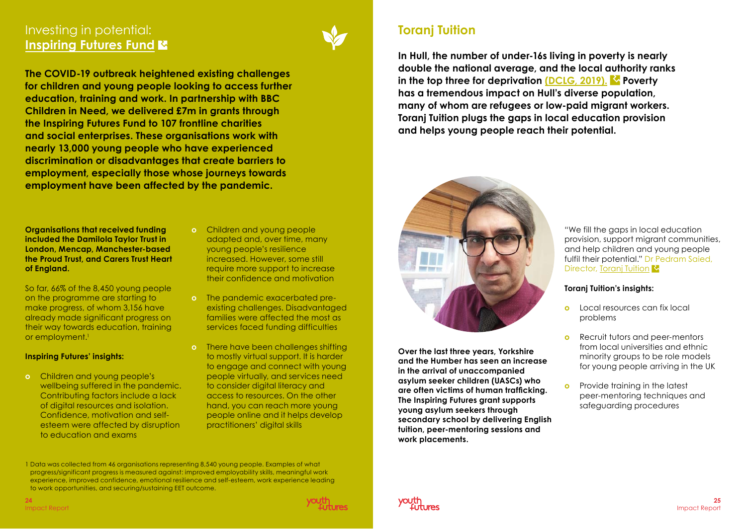## Investing in potential: Inspiring Futures Fund

**The COVID-19 outbreak heightened existing challenges for children and young people looking to access further education, training and work. In partnership with BBC Children in Need, we delivered £7m in grants through the Inspiring Futures Fund to 107 frontline charities and social enterprises. These organisations work with nearly 13,000 young people who have experienced discrimination or disadvantages that create barriers to employment, especially those whose journeys towards employment have been affected by the pandemic.**

**Organisations that received funding included the Damilola Taylor Trust in London, Mencap, Manchester-based the Proud Trust, and Carers Trust Heart of England.**

So far, 66% of the 8,450 young people on the programme are starting to make progress, of whom 3,156 have already made significant progress on their way towards education, training or employment.[1]

### Inspiring Futures' insights:

- Children and young people's wellbeing suffered in the pandemic. Contributing factors include a lack of digital resources and isolation. Confidence, motivation and self-esteem were affected by disruption to education and exams
- Children and young people adapted and, over time, many young people's resilience increased. However, some still require more support to increase their confidence and motivation
- The pandemic exacerbated pre-existing challenges. Disadvantaged families were affected the most as services faced funding difficulties
- There have been challenges shifting to mostly virtual support. It is harder to engage and connect with young people virtually, and services need to consider digital literacy and access to resources. On the other hand, you can reach more young people online and it helps develop practitioners' digital skills

1 Data was collected from 46 organisations representing 8,540 young people. Examples of what progress/significant progress is measured against: improved employability skills, meaningful work experience, improved confidence, emotional resilience and self-esteem, work experience leading to work opportunities, and securing/sustaining EET outcome.

## Toranj Tuition

**In Hull, the number of under-16s living in poverty is nearly double the national average, and the local authority ranks in the top three for deprivation (DCLG, 2019). Poverty has a tremendous impact on Hull's diverse population, many of whom are refugees or low-paid migrant workers. Toranj Tuition plugs the gaps in local education provision and helps young people reach their potential.**

**Over the last three years, Yorkshire and the Humber has seen an increase in the arrival of unaccompanied asylum seeker children (UASCs) who are often victims of human trafficking. The Inspiring Futures grant supports young asylum seekers through secondary school by delivering English tuition, peer-mentoring sessions and work placements.**

"We fill the gaps in local education provision, support migrant communities, and help children and young people fulfil their potential." Dr Pedram Saied, Director, Toranj Tuition

### Toranj Tuition's insights:

- Local resources can fix local problems
- Recruit tutors and peer-mentors from local universities and ethnic minority groups to be role models for young people arriving in the UK
- Provide training in the latest peer-mentoring techniques and safeguarding procedures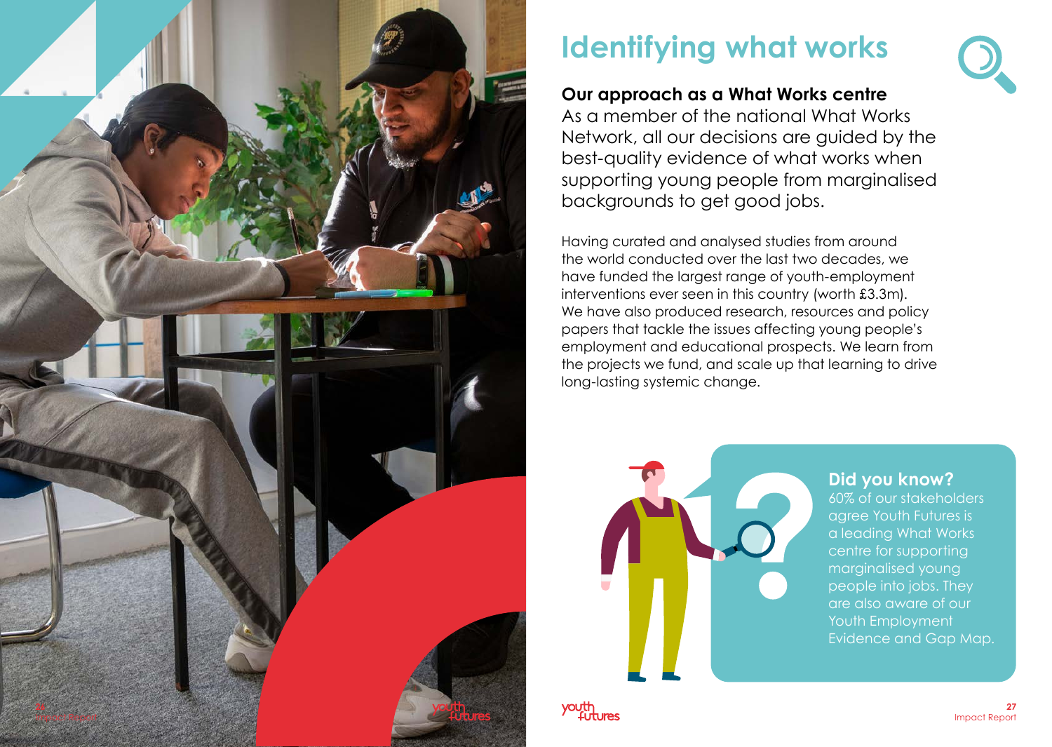# Identifying what works

## Our approach as a What Works centre

As a member of the national What Works Network, all our decisions are guided by the best-quality evidence of what works when supporting young people from marginalised backgrounds to get good jobs.

Having curated and analysed studies from around the world conducted over the last two decades, we have funded the largest range of youth-employment interventions ever seen in this country (worth £3.3m). We have also produced research, resources and policy papers that tackle the issues affecting young people's employment and educational prospects. We learn from the projects we fund, and scale up that learning to drive long-lasting systemic change.

### Did you know?

60% of our stakeholders agree Youth Futures is a leading What Works centre for supporting marginalised young people into jobs. They are also aware of our Youth Employment Evidence and Gap Map.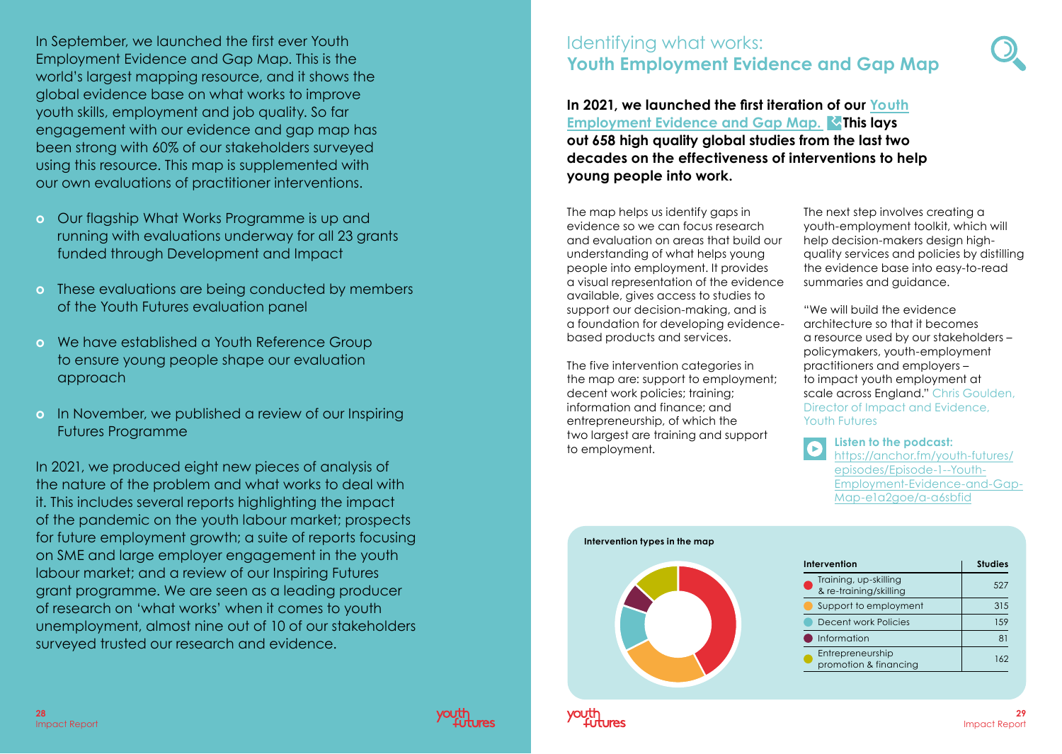In September, we launched the first ever Youth Employment Evidence and Gap Map. This is the world's largest mapping resource, and it shows the global evidence base on what works to improve youth skills, employment and job quality. So far engagement with our evidence and gap map has been strong with 60% of our stakeholders surveyed using this resource. This map is supplemented with our own evaluations of practitioner interventions.

- Our flagship What Works Programme is up and running with evaluations underway for all 23 grants funded through Development and Impact
- These evaluations are being conducted by members of the Youth Futures evaluation panel
- We have established a Youth Reference Group to ensure young people shape our evaluation approach
- In November, we published a review of our Inspiring Futures Programme

In 2021, we produced eight new pieces of analysis of the nature of the problem and what works to deal with it. This includes several reports highlighting the impact of the pandemic on the youth labour market; prospects for future employment growth; a suite of reports focusing on SME and large employer engagement in the youth labour market; and a review of our Inspiring Futures grant programme. We are seen as a leading producer of research on 'what works' when it comes to youth unemployment, almost nine out of 10 of our stakeholders surveyed trusted our research and evidence.

# Identifying what works: **Youth Employment Evidence and Gap Map**

**In 2021, we launched the first iteration of our Youth Employment Evidence and Gap Map. This lays out 658 high quality global studies from the last two decades on the effectiveness of interventions to help young people into work.**

The map helps us identify gaps in evidence so we can focus research and evaluation on areas that build our understanding of what helps young people into employment. It provides a visual representation of the evidence available, gives access to studies to support our decision-making, and is a foundation for developing evidence-based products and services.

The five intervention categories in the map are: support to employment; decent work policies; training; information and finance; and entrepreneurship, of which the two largest are training and support to employment.

The next step involves creating a youth-employment toolkit, which will help decision-makers design high-quality services and policies by distilling the evidence base into easy-to-read summaries and guidance.

"We will build the evidence architecture so that it becomes a resource used by our stakeholders – policymakers, youth-employment practitioners and employers – to impact youth employment at scale across England." Chris Goulden, Director of Impact and Evidence, Youth Futures

**Listen to the podcast:** https://anchor.fm/youth-futures/episodes/Episode-1--Youth-Employment-Evidence-and-Gap-Map-e1a2goe/a-a6sbfid

**Intervention types in the map**

| Intervention | Studies |
|---|---|
| Training, up-skilling & re-training/skilling | 527 |
| Support to employment | 315 |
| Decent work Policies | 159 |
| Information | 81 |
| Entrepreneurship promotion & financing | 162 |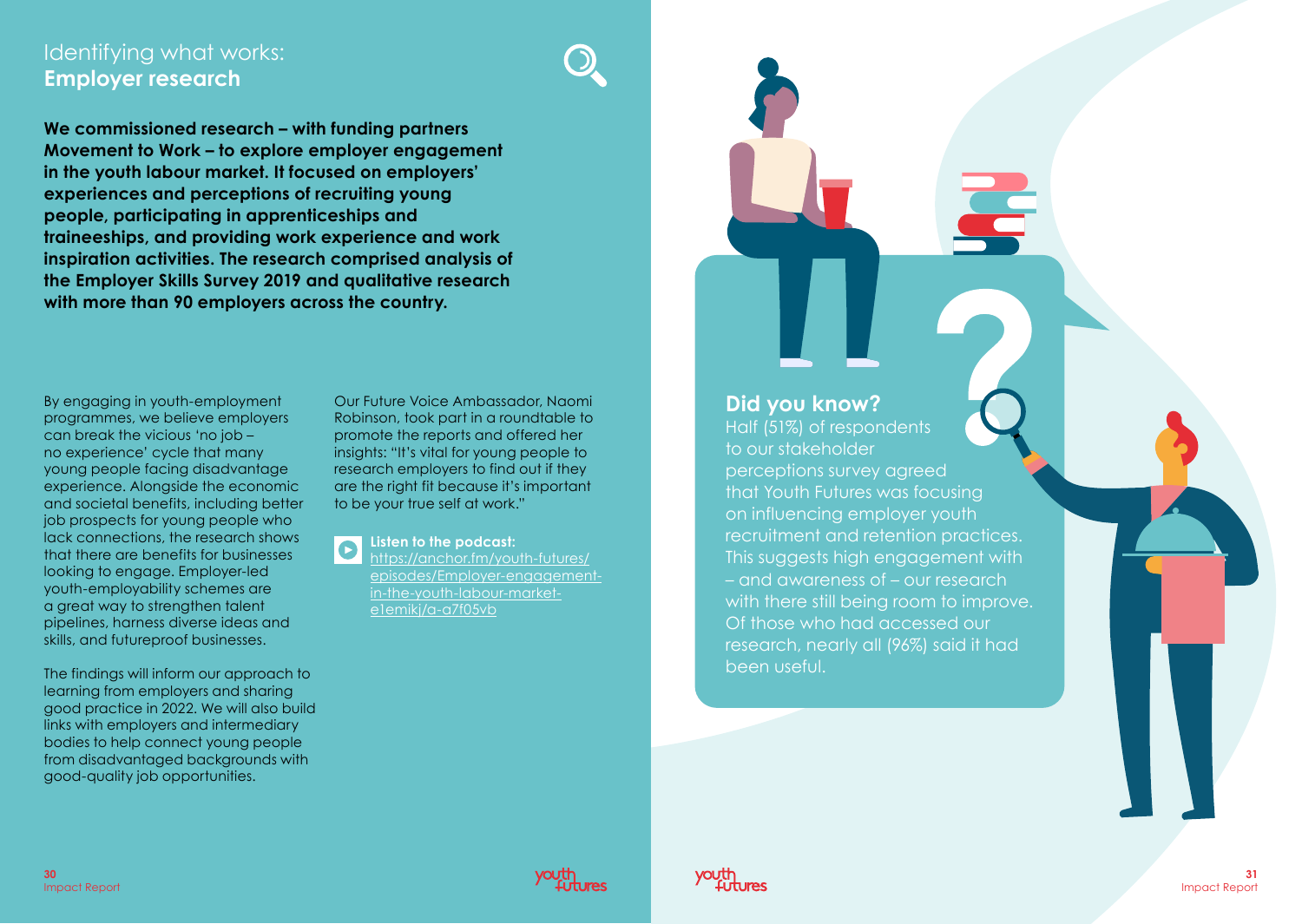## Identifying what works: **Employer research**

**We commissioned research – with funding partners Movement to Work – to explore employer engagement in the youth labour market. It focused on employers' experiences and perceptions of recruiting young people, participating in apprenticeships and traineeships, and providing work experience and work inspiration activities. The research comprised analysis of the Employer Skills Survey 2019 and qualitative research with more than 90 employers across the country.**

By engaging in youth-employment programmes, we believe employers can break the vicious 'no job – no experience' cycle that many young people facing disadvantage experience. Alongside the economic and societal benefits, including better job prospects for young people who lack connections, the research shows that there are benefits for businesses looking to engage. Employer-led youth-employability schemes are a great way to strengthen talent pipelines, harness diverse ideas and skills, and futureproof businesses.

The findings will inform our approach to learning from employers and sharing good practice in 2022. We will also build links with employers and intermediary bodies to help connect young people from disadvantaged backgrounds with good-quality job opportunities.

Our Future Voice Ambassador, Naomi Robinson, took part in a roundtable to promote the reports and offered her insights: "It's vital for young people to research employers to find out if they are the right fit because it's important to be your true self at work."

**Listen to the podcast:**
https://anchor.fm/youth-futures/episodes/Employer-engagement-in-the-youth-labour-market-e1emikj/a-a7f05vb

### Did you know?

Half (51%) of respondents to our stakeholder perceptions survey agreed that Youth Futures was focusing on influencing employer youth recruitment and retention practices. This suggests high engagement with – and awareness of – our research with there still being room to improve. Of those who had accessed our research, nearly all (96%) said it had been useful.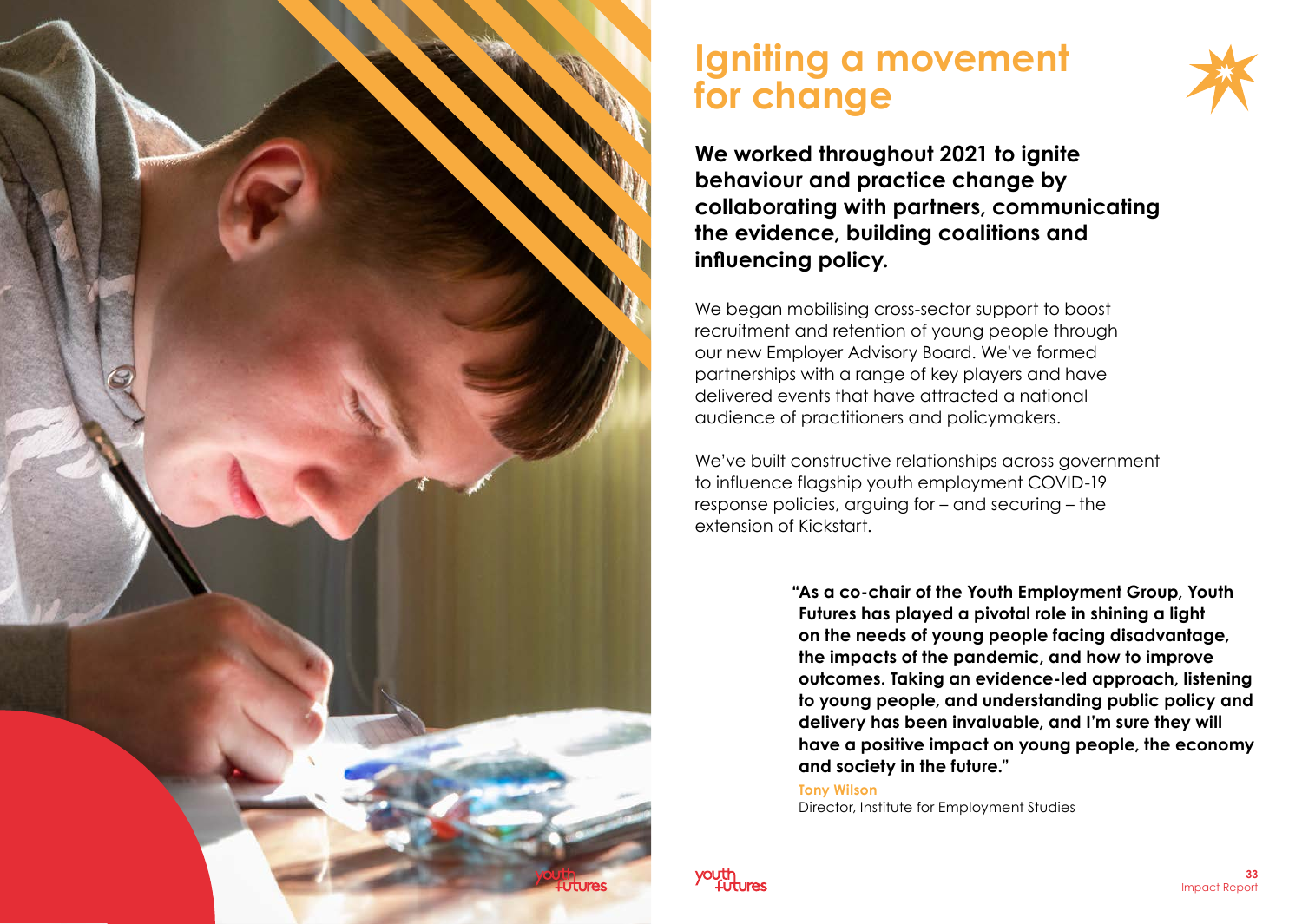# Igniting a movement for change

**We worked throughout 2021 to ignite behaviour and practice change by collaborating with partners, communicating the evidence, building coalitions and influencing policy.**

We began mobilising cross-sector support to boost recruitment and retention of young people through our new Employer Advisory Board. We've formed partnerships with a range of key players and have delivered events that have attracted a national audience of practitioners and policymakers.

We've built constructive relationships across government to influence flagship youth employment COVID-19 response policies, arguing for – and securing – the extension of Kickstart.

> **"As a co-chair of the Youth Employment Group, Youth Futures has played a pivotal role in shining a light on the needs of young people facing disadvantage, the impacts of the pandemic, and how to improve outcomes. Taking an evidence-led approach, listening to young people, and understanding public policy and delivery has been invaluable, and I'm sure they will have a positive impact on young people, the economy and society in the future."**
>
> **Tony Wilson**
> Director, Institute for Employment Studies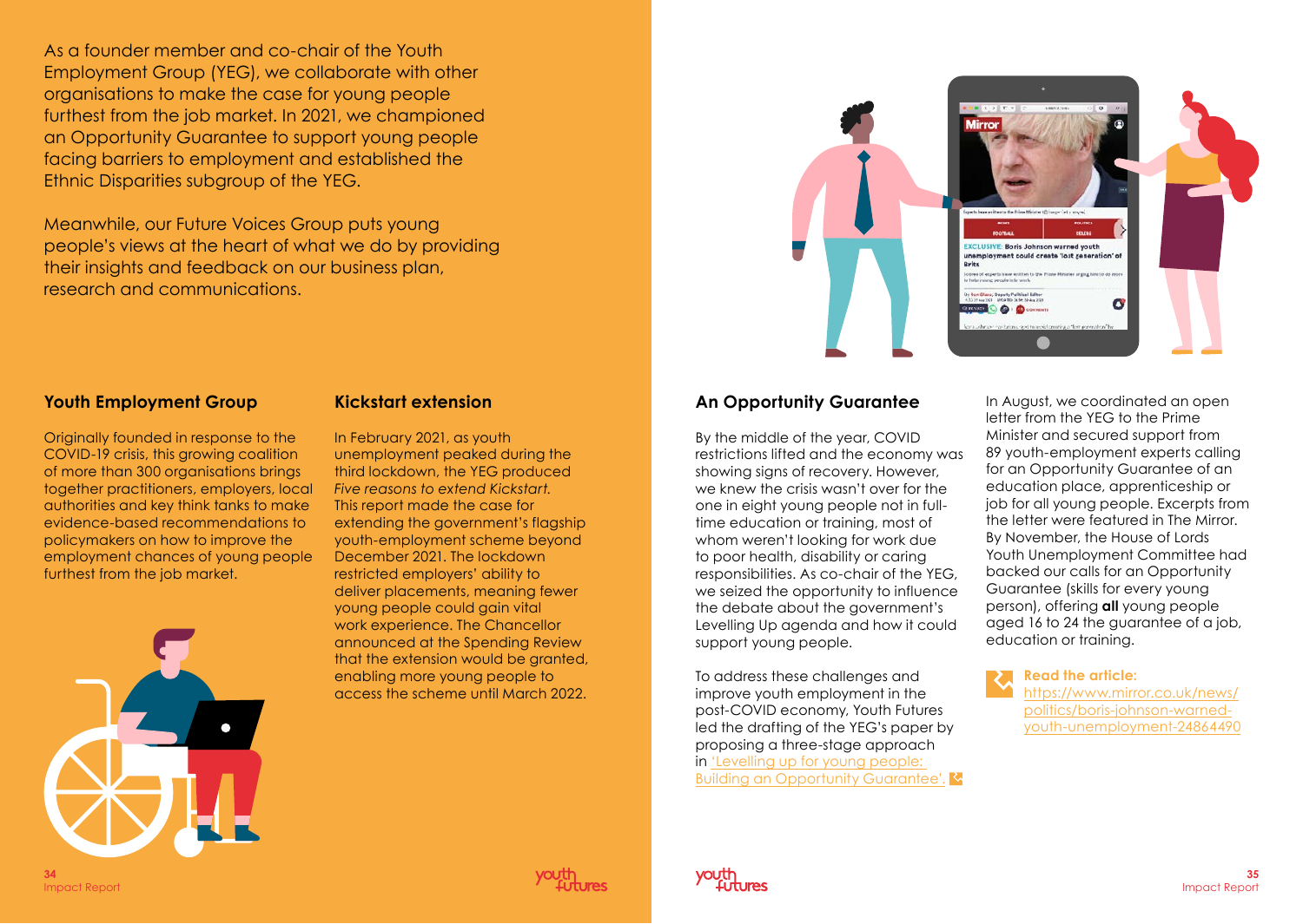As a founder member and co-chair of the Youth Employment Group (YEG), we collaborate with other organisations to make the case for young people furthest from the job market. In 2021, we championed an Opportunity Guarantee to support young people facing barriers to employment and established the Ethnic Disparities subgroup of the YEG.

Meanwhile, our Future Voices Group puts young people's views at the heart of what we do by providing their insights and feedback on our business plan, research and communications.

### Youth Employment Group

Originally founded in response to the COVID-19 crisis, this growing coalition of more than 300 organisations brings together practitioners, employers, local authorities and key think tanks to make evidence-based recommendations to policymakers on how to improve the employment chances of young people furthest from the job market.

### Kickstart extension

In February 2021, as youth unemployment peaked during the third lockdown, the YEG produced *Five reasons to extend Kickstart.* This report made the case for extending the government's flagship youth-employment scheme beyond December 2021. The lockdown restricted employers' ability to deliver placements, meaning fewer young people could gain vital work experience. The Chancellor announced at the Spending Review that the extension would be granted, enabling more young people to access the scheme until March 2022.

### An Opportunity Guarantee

By the middle of the year, COVID restrictions lifted and the economy was showing signs of recovery. However, we knew the crisis wasn't over for the one in eight young people not in full-time education or training, most of whom weren't looking for work due to poor health, disability or caring responsibilities. As co-chair of the YEG, we seized the opportunity to influence the debate about the government's Levelling Up agenda and how it could support young people.

To address these challenges and improve youth employment in the post-COVID economy, Youth Futures led the drafting of the YEG's paper by proposing a three-stage approach in 'Levelling up for young people: Building an Opportunity Guarantee'.

In August, we coordinated an open letter from the YEG to the Prime Minister and secured support from 89 youth-employment experts calling for an Opportunity Guarantee of an education place, apprenticeship or job for all young people. Excerpts from the letter were featured in The Mirror. By November, the House of Lords Youth Unemployment Committee had backed our calls for an Opportunity Guarantee (skills for every young person), offering **all** young people aged 16 to 24 the guarantee of a job, education or training.

**Read the article:**
https://www.mirror.co.uk/news/politics/boris-johnson-warned-youth-unemployment-24864490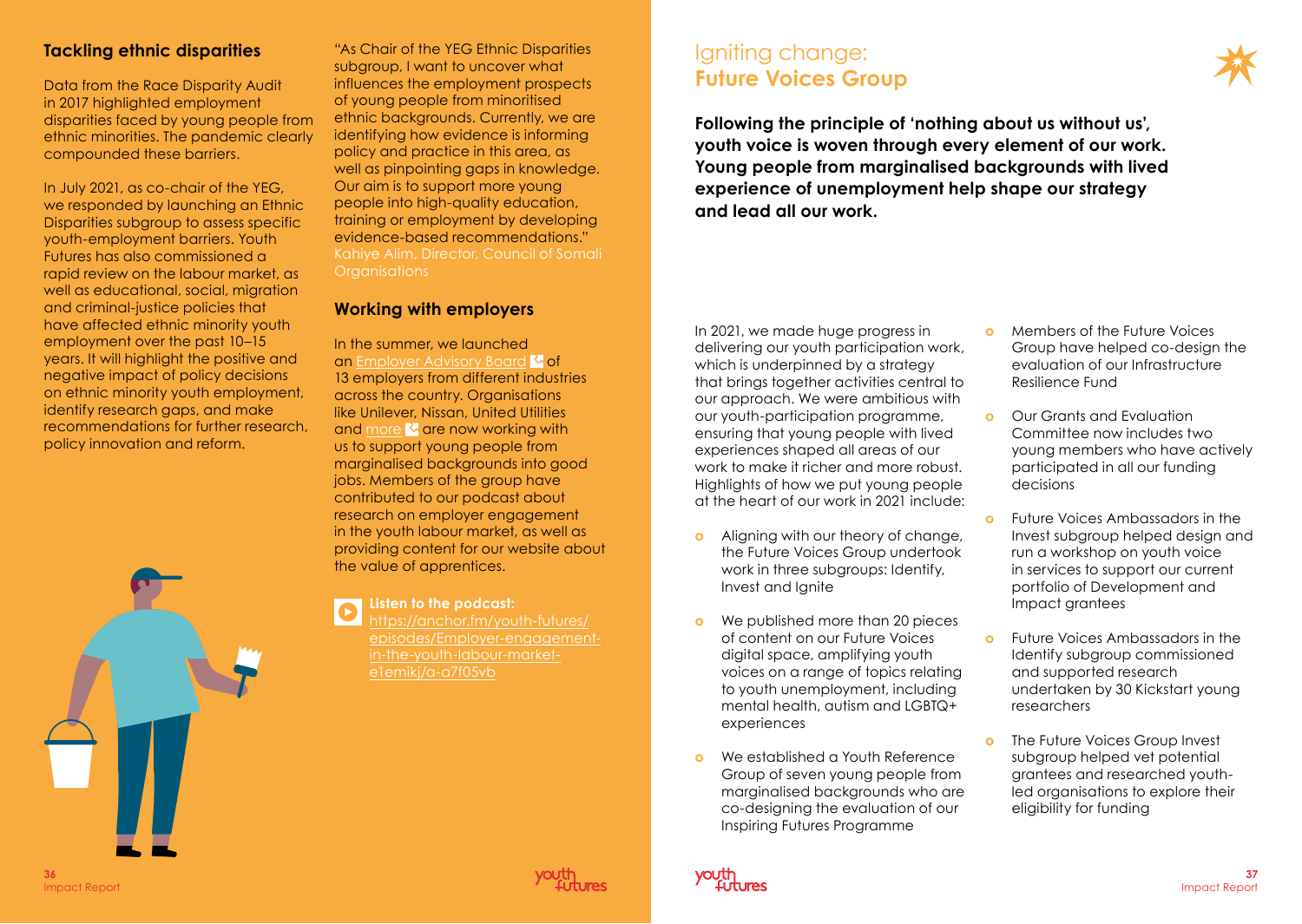## Tackling ethnic disparities

Data from the Race Disparity Audit in 2017 highlighted employment disparities faced by young people from ethnic minorities. The pandemic clearly compounded these barriers.

In July 2021, as co-chair of the YEG, we responded by launching an Ethnic Disparities subgroup to assess specific youth-employment barriers. Youth Futures has also commissioned a rapid review on the labour market, as well as educational, social, migration and criminal-justice policies that have affected ethnic minority youth employment over the past 10–15 years. It will highlight the positive and negative impact of policy decisions on ethnic minority youth employment, identify research gaps, and make recommendations for further research, policy innovation and reform.

"As Chair of the YEG Ethnic Disparities subgroup, I want to uncover what influences the employment prospects of young people from minoritised ethnic backgrounds. Currently, we are identifying how evidence is informing policy and practice in this area, as well as pinpointing gaps in knowledge. Our aim is to support more young people into high-quality education, training or employment by developing evidence-based recommendations."
Kahiye Alim, Director, Council of Somali Organisations

## Working with employers

In the summer, we launched an Employer Advisory Board of 13 employers from different industries across the country. Organisations like Unilever, Nissan, United Utilities and more are now working with us to support young people from marginalised backgrounds into good jobs. Members of the group have contributed to our podcast about research on employer engagement in the youth labour market, as well as providing content for our website about the value of apprentices.

**Listen to the podcast:**
https://anchor.fm/youth-futures/episodes/Employer-engagement-in-the-youth-labour-market-e1emikj/a-a7f05vb

# Igniting change: **Future Voices Group**

**Following the principle of 'nothing about us without us', youth voice is woven through every element of our work. Young people from marginalised backgrounds with lived experience of unemployment help shape our strategy and lead all our work.**

In 2021, we made huge progress in delivering our youth participation work, which is underpinned by a strategy that brings together activities central to our approach. We were ambitious with our youth-participation programme, ensuring that young people with lived experiences shaped all areas of our work to make it richer and more robust. Highlights of how we put young people at the heart of our work in 2021 include:

- Aligning with our theory of change, the Future Voices Group undertook work in three subgroups: Identify, Invest and Ignite
- We published more than 20 pieces of content on our Future Voices digital space, amplifying youth voices on a range of topics relating to youth unemployment, including mental health, autism and LGBTQ+ experiences
- We established a Youth Reference Group of seven young people from marginalised backgrounds who are co-designing the evaluation of our Inspiring Futures Programme
- Members of the Future Voices Group have helped co-design the evaluation of our Infrastructure Resilience Fund
- Our Grants and Evaluation Committee now includes two young members who have actively participated in all our funding decisions
- Future Voices Ambassadors in the Invest subgroup helped design and run a workshop on youth voice in services to support our current portfolio of Development and Impact grantees
- Future Voices Ambassadors in the Identify subgroup commissioned and supported research undertaken by 30 Kickstart young researchers
- The Future Voices Group Invest subgroup helped vet potential grantees and researched youth-led organisations to explore their eligibility for funding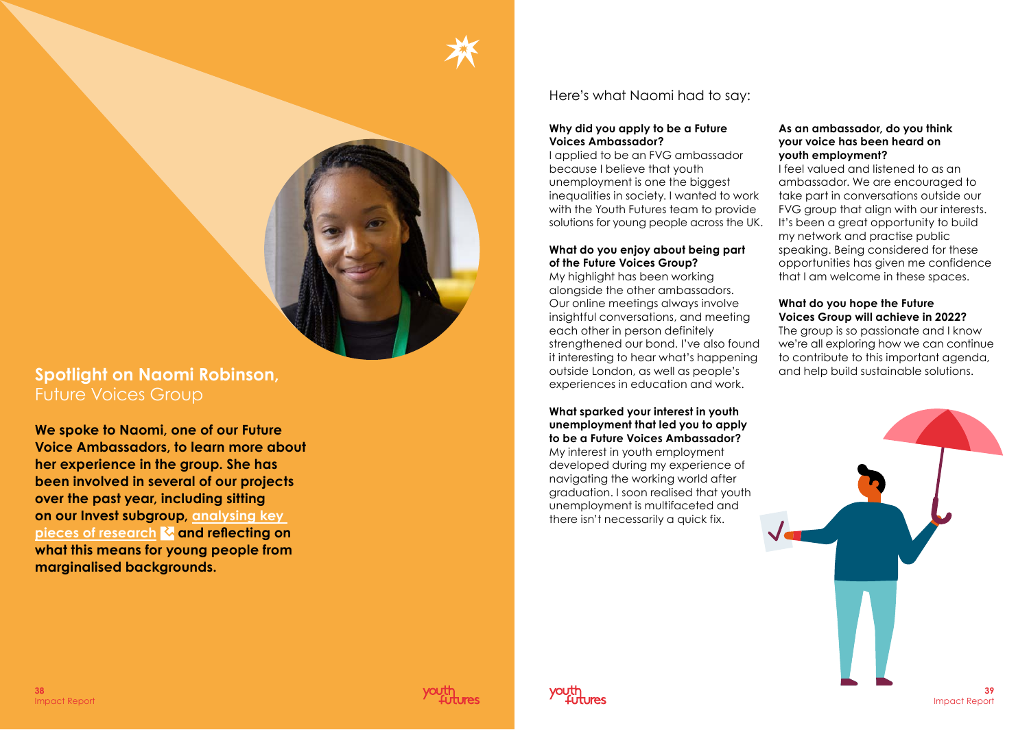## **Spotlight on Naomi Robinson,** Future Voices Group

**We spoke to Naomi, one of our Future Voice Ambassadors, to learn more about her experience in the group. She has been involved in several of our projects over the past year, including sitting on our Invest subgroup, analysing key pieces of research and reflecting on what this means for young people from marginalised backgrounds.**

Here's what Naomi had to say:

**Why did you apply to be a Future Voices Ambassador?**
I applied to be an FVG ambassador because I believe that youth unemployment is one the biggest inequalities in society. I wanted to work with the Youth Futures team to provide solutions for young people across the UK.

**What do you enjoy about being part of the Future Voices Group?**
My highlight has been working alongside the other ambassadors. Our online meetings always involve insightful conversations, and meeting each other in person definitely strengthened our bond. I've also found it interesting to hear what's happening outside London, as well as people's experiences in education and work.

**What sparked your interest in youth unemployment that led you to apply to be a Future Voices Ambassador?**
My interest in youth employment developed during my experience of navigating the working world after graduation. I soon realised that youth unemployment is multifaceted and there isn't necessarily a quick fix.

**As an ambassador, do you think your voice has been heard on youth employment?**
I feel valued and listened to as an ambassador. We are encouraged to take part in conversations outside our FVG group that align with our interests. It's been a great opportunity to build my network and practise public speaking. Being considered for these opportunities has given me confidence that I am welcome in these spaces.

**What do you hope the Future Voices Group will achieve in 2022?**
The group is so passionate and I know we're all exploring how we can continue to contribute to this important agenda, and help build sustainable solutions.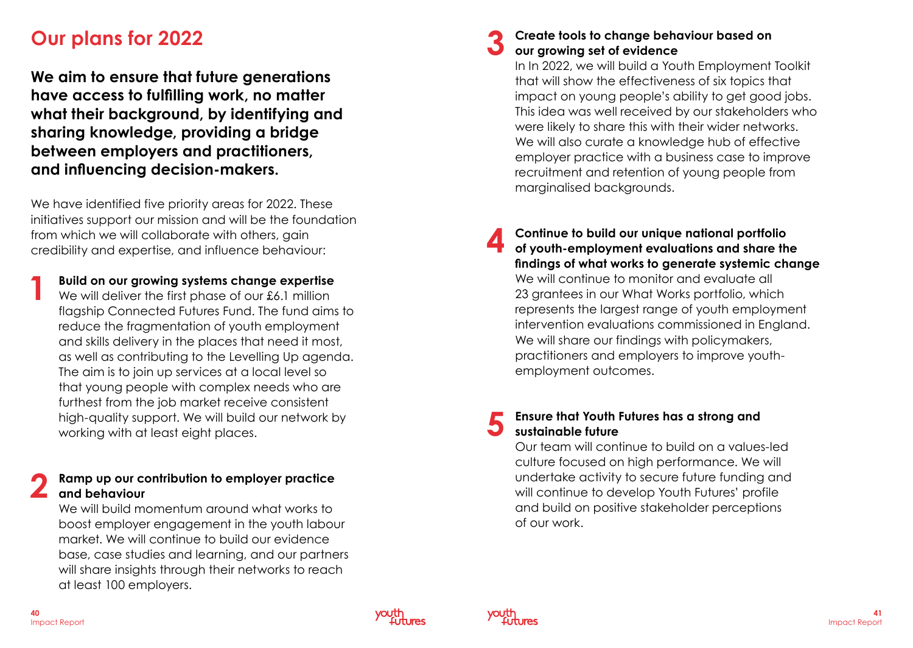# Our plans for 2022

**We aim to ensure that future generations have access to fulfilling work, no matter what their background, by identifying and sharing knowledge, providing a bridge between employers and practitioners, and influencing decision-makers.**

We have identified five priority areas for 2022. These initiatives support our mission and will be the foundation from which we will collaborate with others, gain credibility and expertise, and influence behaviour:

**1 Build on our growing systems change expertise**

We will deliver the first phase of our £6.1 million flagship Connected Futures Fund. The fund aims to reduce the fragmentation of youth employment and skills delivery in the places that need it most, as well as contributing to the Levelling Up agenda. The aim is to join up services at a local level so that young people with complex needs who are furthest from the job market receive consistent high-quality support. We will build our network by working with at least eight places.

**2 Ramp up our contribution to employer practice and behaviour**

We will build momentum around what works to boost employer engagement in the youth labour market. We will continue to build our evidence base, case studies and learning, and our partners will share insights through their networks to reach at least 100 employers.

**3 Create tools to change behaviour based on our growing set of evidence**

In In 2022, we will build a Youth Employment Toolkit that will show the effectiveness of six topics that impact on young people's ability to get good jobs. This idea was well received by our stakeholders who were likely to share this with their wider networks. We will also curate a knowledge hub of effective employer practice with a business case to improve recruitment and retention of young people from marginalised backgrounds.

**4 Continue to build our unique national portfolio of youth-employment evaluations and share the findings of what works to generate systemic change**

We will continue to monitor and evaluate all 23 grantees in our What Works portfolio, which represents the largest range of youth employment intervention evaluations commissioned in England. We will share our findings with policymakers, practitioners and employers to improve youth-employment outcomes.

**5 Ensure that Youth Futures has a strong and sustainable future**

Our team will continue to build on a values-led culture focused on high performance. We will undertake activity to secure future funding and will continue to develop Youth Futures' profile and build on positive stakeholder perceptions of our work.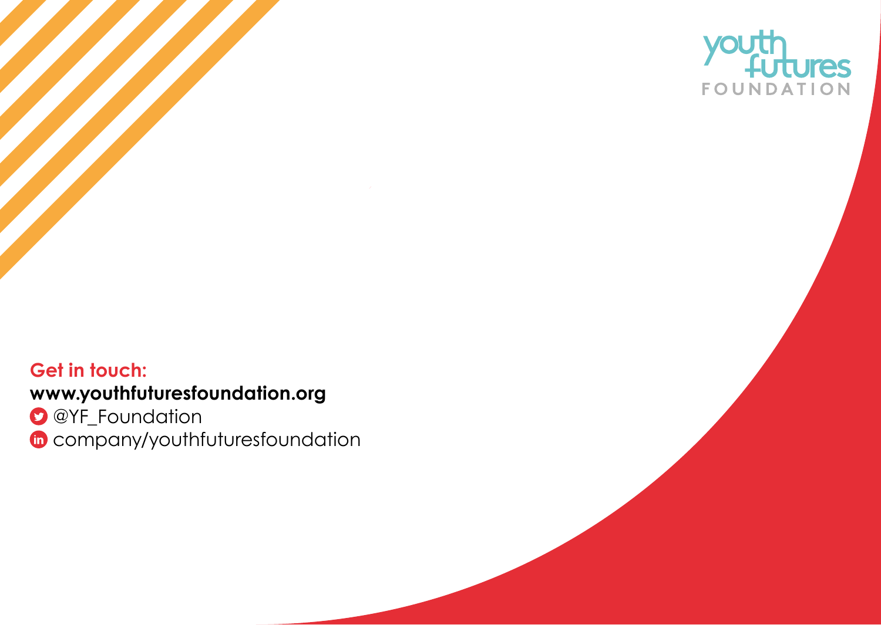youth futures FOUNDATION

**Get in touch:**

**www.youthfuturesfoundation.org**

@YF_Foundation

company/youthfuturesfoundation